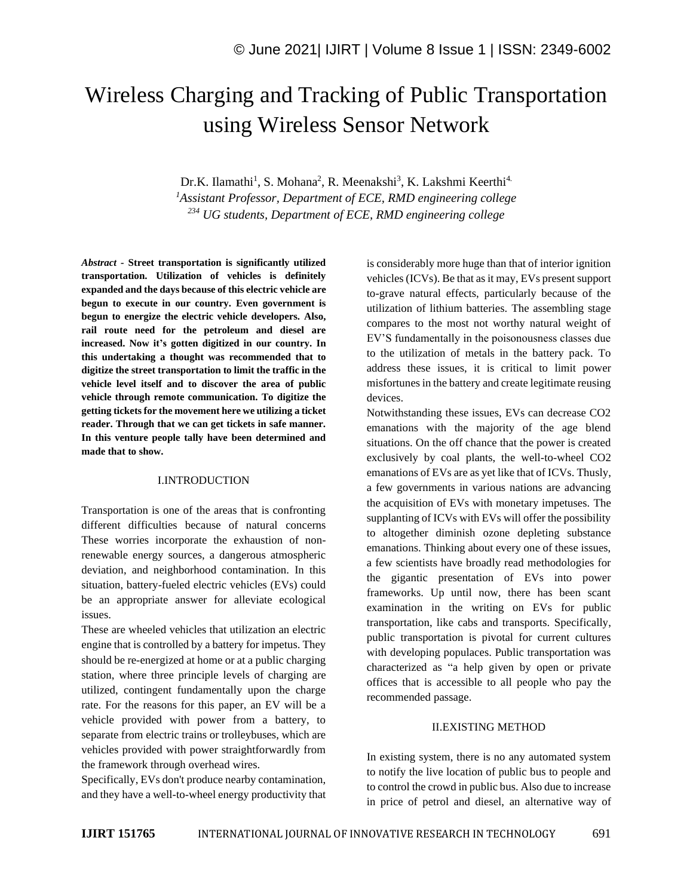# Wireless Charging and Tracking of Public Transportation using Wireless Sensor Network

Dr.K. Ilamathi[1], S. Mohana[2], R. Meenakshi[3], K. Lakshmi Keerthi[4.]

[1]*Assistant Professor, Department of ECE, RMD engineering college*

[234] *UG students, Department of ECE, RMD engineering college*

***Abstract*** **- Street transportation is significantly utilized transportation. Utilization of vehicles is definitely expanded and the days because of this electric vehicle are begun to execute in our country. Even government is begun to energize the electric vehicle developers. Also, rail route need for the petroleum and diesel are increased. Now it's gotten digitized in our country. In this undertaking a thought was recommended that to digitize the street transportation to limit the traffic in the vehicle level itself and to discover the area of public vehicle through remote communication. To digitize the getting tickets for the movement here we utilizing a ticket reader. Through that we can get tickets in safe manner. In this venture people tally have been determined and made that to show.**

## I.INTRODUCTION

Transportation is one of the areas that is confronting different difficulties because of natural concerns These worries incorporate the exhaustion of non-renewable energy sources, a dangerous atmospheric deviation, and neighborhood contamination. In this situation, battery-fueled electric vehicles (EVs) could be an appropriate answer for alleviate ecological issues.

These are wheeled vehicles that utilization an electric engine that is controlled by a battery for impetus. They should be re-energized at home or at a public charging station, where three principle levels of charging are utilized, contingent fundamentally upon the charge rate. For the reasons for this paper, an EV will be a vehicle provided with power from a battery, to separate from electric trains or trolleybuses, which are vehicles provided with power straightforwardly from the framework through overhead wires.

Specifically, EVs don't produce nearby contamination, and they have a well-to-wheel energy productivity that is considerably more huge than that of interior ignition vehicles (ICVs). Be that as it may, EVs present support to-grave natural effects, particularly because of the utilization of lithium batteries. The assembling stage compares to the most not worthy natural weight of EV'S fundamentally in the poisonousness classes due to the utilization of metals in the battery pack. To address these issues, it is critical to limit power misfortunes in the battery and create legitimate reusing devices.

Notwithstanding these issues, EVs can decrease CO2 emanations with the majority of the age blend situations. On the off chance that the power is created exclusively by coal plants, the well-to-wheel CO2 emanations of EVs are as yet like that of ICVs. Thusly, a few governments in various nations are advancing the acquisition of EVs with monetary impetuses. The supplanting of ICVs with EVs will offer the possibility to altogether diminish ozone depleting substance emanations. Thinking about every one of these issues, a few scientists have broadly read methodologies for the gigantic presentation of EVs into power frameworks. Up until now, there has been scant examination in the writing on EVs for public transportation, like cabs and transports. Specifically, public transportation is pivotal for current cultures with developing populaces. Public transportation was characterized as "a help given by open or private offices that is accessible to all people who pay the recommended passage.

## II.EXISTING METHOD

In existing system, there is no any automated system to notify the live location of public bus to people and to control the crowd in public bus. Also due to increase in price of petrol and diesel, an alternative way of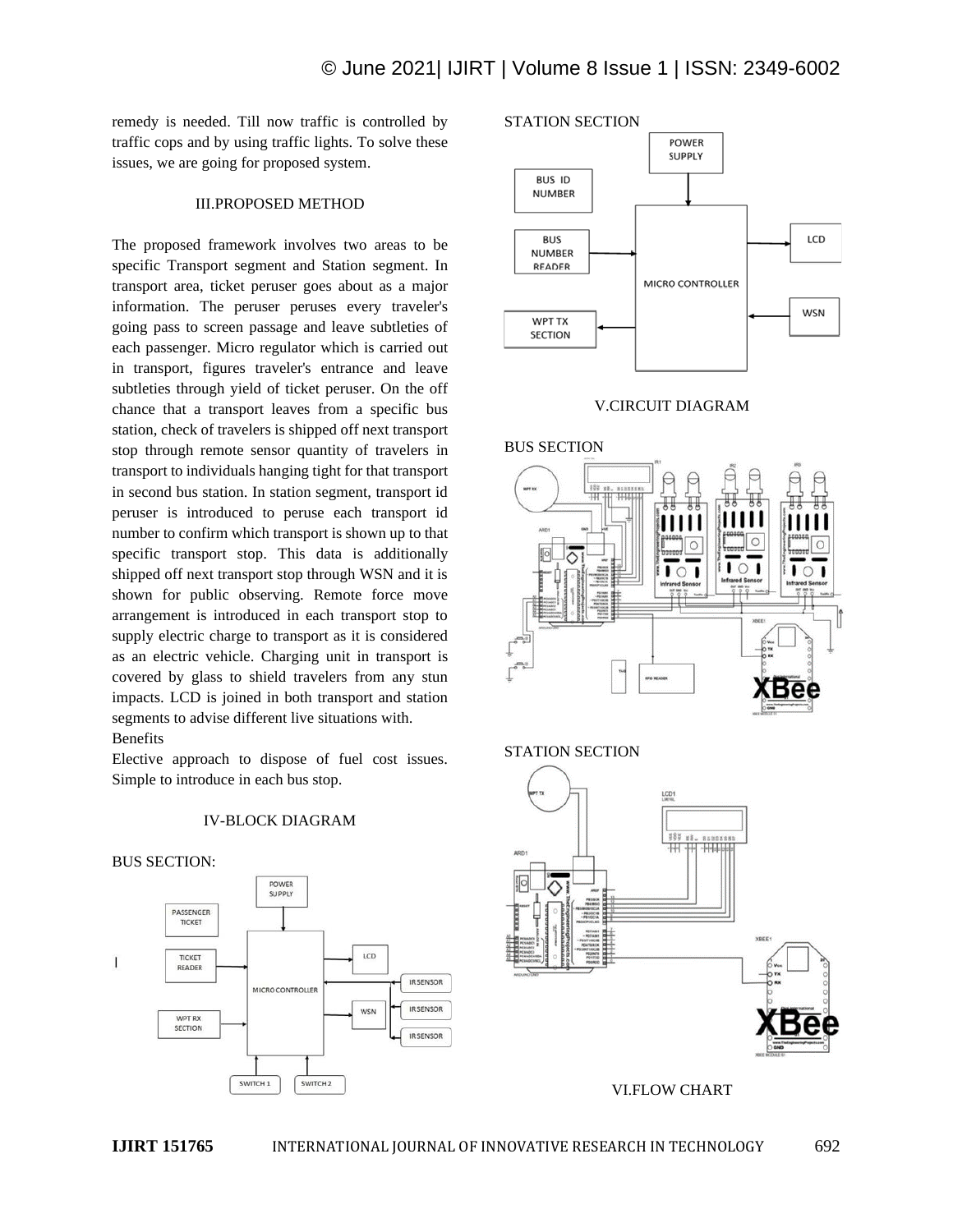remedy is needed. Till now traffic is controlled by traffic cops and by using traffic lights. To solve these issues, we are going for proposed system.

## III.PROPOSED METHOD

The proposed framework involves two areas to be specific Transport segment and Station segment. In transport area, ticket peruser goes about as a major information. The peruser peruses every traveler's going pass to screen passage and leave subtleties of each passenger. Micro regulator which is carried out in transport, figures traveler's entrance and leave subtleties through yield of ticket peruser. On the off chance that a transport leaves from a specific bus station, check of travelers is shipped off next transport stop through remote sensor quantity of travelers in transport to individuals hanging tight for that transport in second bus station. In station segment, transport id peruser is introduced to peruse each transport id number to confirm which transport is shown up to that specific transport stop. This data is additionally shipped off next transport stop through WSN and it is shown for public observing. Remote force move arrangement is introduced in each transport stop to supply electric charge to transport as it is considered as an electric vehicle. Charging unit in transport is covered by glass to shield travelers from any stun impacts. LCD is joined in both transport and station segments to advise different live situations with.

Benefits

Elective approach to dispose of fuel cost issues. Simple to introduce in each bus stop.

## IV-BLOCK DIAGRAM

BUS SECTION:

STATION SECTION

## V.CIRCUIT DIAGRAM

BUS SECTION

STATION SECTION

## VI.FLOW CHART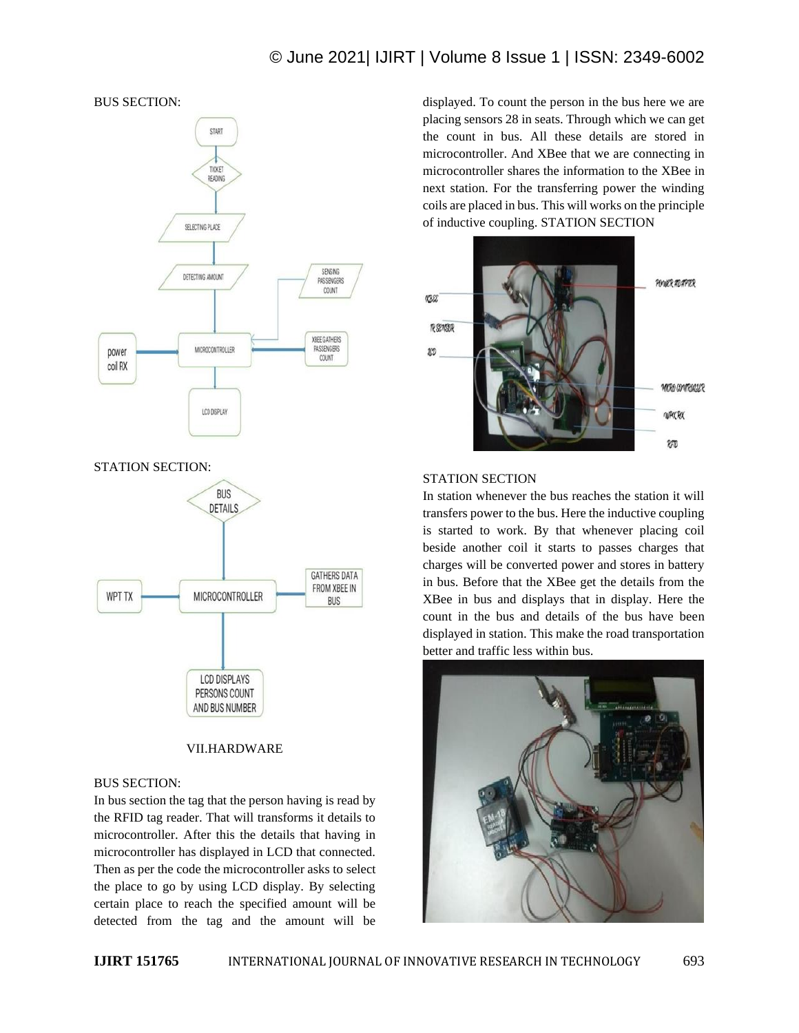BUS SECTION:

STATION SECTION:

VII.HARDWARE

BUS SECTION:

In bus section the tag that the person having is read by the RFID tag reader. That will transforms it details to microcontroller. After this the details that having in microcontroller has displayed in LCD that connected. Then as per the code the microcontroller asks to select the place to go by using LCD display. By selecting certain place to reach the specified amount will be detected from the tag and the amount will be displayed. To count the person in the bus here we are placing sensors 28 in seats. Through which we can get the count in bus. All these details are stored in microcontroller. And XBee that we are connecting in microcontroller shares the information to the XBee in next station. For the transferring power the winding coils are placed in bus. This will works on the principle of inductive coupling. STATION SECTION

STATION SECTION

In station whenever the bus reaches the station it will transfers power to the bus. Here the inductive coupling is started to work. By that whenever placing coil beside another coil it starts to passes charges that charges will be converted power and stores in battery in bus. Before that the XBee get the details from the XBee in bus and displays that in display. Here the count in the bus and details of the bus have been displayed in station. This make the road transportation better and traffic less within bus.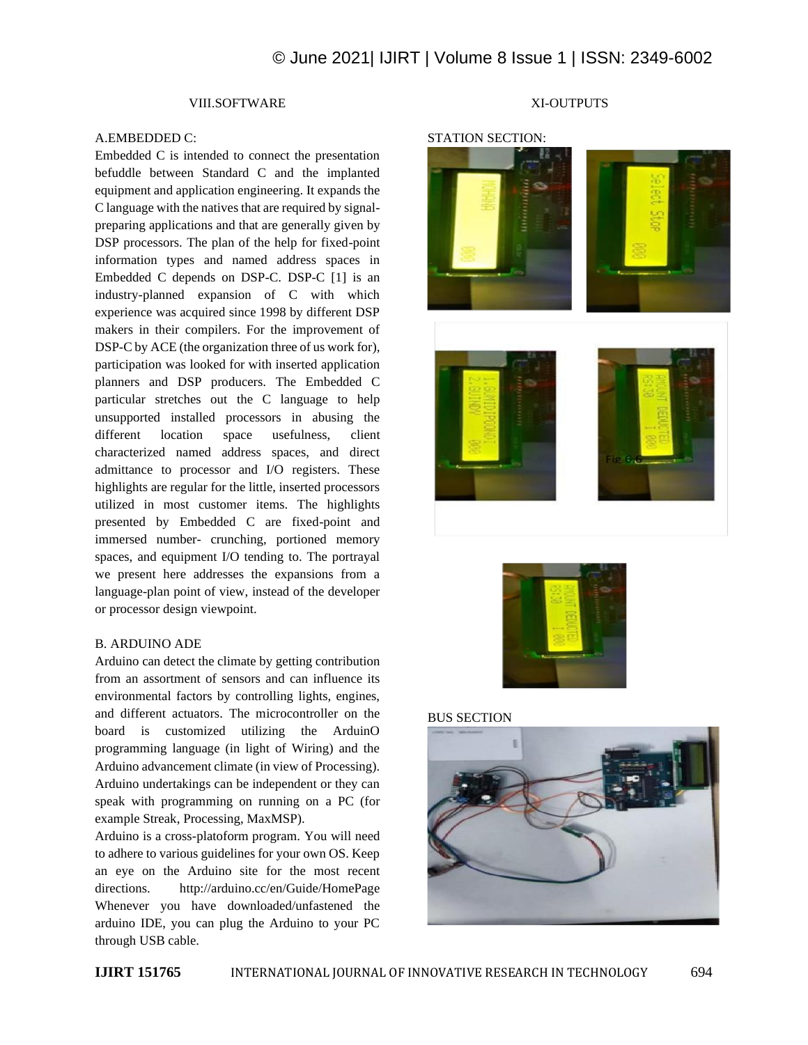## VIII.SOFTWARE

### A.EMBEDDED C:

Embedded C is intended to connect the presentation befuddle between Standard C and the implanted equipment and application engineering. It expands the C language with the natives that are required by signal-preparing applications and that are generally given by DSP processors. The plan of the help for fixed-point information types and named address spaces in Embedded C depends on DSP-C. DSP-C [1] is an industry-planned expansion of C with which experience was acquired since 1998 by different DSP makers in their compilers. For the improvement of DSP-C by ACE (the organization three of us work for), participation was looked for with inserted application planners and DSP producers. The Embedded C particular stretches out the C language to help unsupported installed processors in abusing the different location space usefulness, client characterized named address spaces, and direct admittance to processor and I/O registers. These highlights are regular for the little, inserted processors utilized in most customer items. The highlights presented by Embedded C are fixed-point and immersed number- crunching, portioned memory spaces, and equipment I/O tending to. The portrayal we present here addresses the expansions from a language-plan point of view, instead of the developer or processor design viewpoint.

### B. ARDUINO ADE

Arduino can detect the climate by getting contribution from an assortment of sensors and can influence its environmental factors by controlling lights, engines, and different actuators. The microcontroller on the board is customized utilizing the ArduinO programming language (in light of Wiring) and the Arduino advancement climate (in view of Processing). Arduino undertakings can be independent or they can speak with programming on running on a PC (for example Streak, Processing, MaxMSP).

Arduino is a cross-platoform program. You will need to adhere to various guidelines for your own OS. Keep an eye on the Arduino site for the most recent directions. http://arduino.cc/en/Guide/HomePage Whenever you have downloaded/unfastened the arduino IDE, you can plug the Arduino to your PC through USB cable.

## XI-OUTPUTS

STATION SECTION:

Fig 6.6

BUS SECTION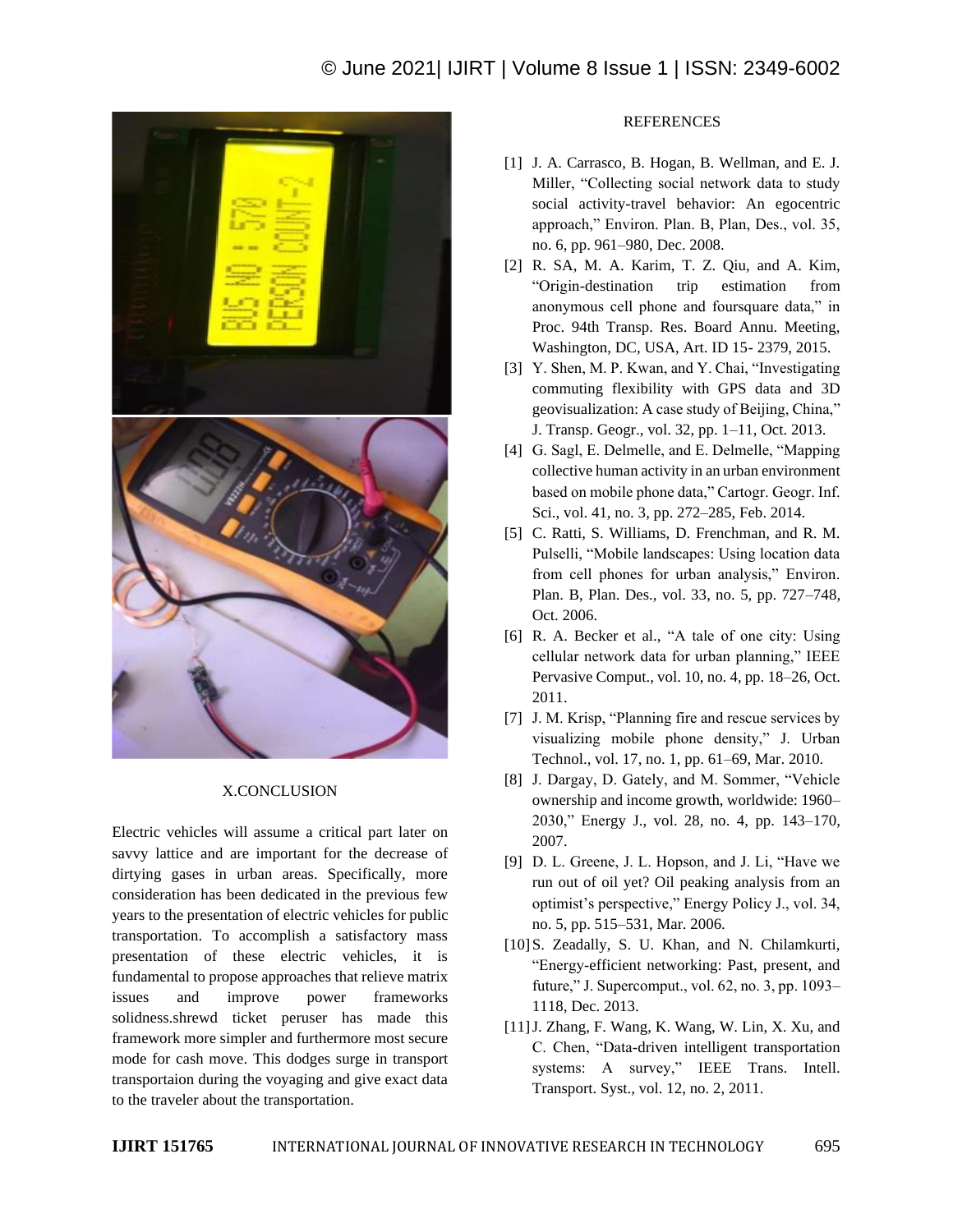## X.CONCLUSION

Electric vehicles will assume a critical part later on savvy lattice and are important for the decrease of dirtying gases in urban areas. Specifically, more consideration has been dedicated in the previous few years to the presentation of electric vehicles for public transportation. To accomplish a satisfactory mass presentation of these electric vehicles, it is fundamental to propose approaches that relieve matrix issues and improve power frameworks solidness.shrewd ticket peruser has made this framework more simpler and furthermore most secure mode for cash move. This dodges surge in transport transportaion during the voyaging and give exact data to the traveler about the transportation.

## REFERENCES

[1] J. A. Carrasco, B. Hogan, B. Wellman, and E. J. Miller, "Collecting social network data to study social activity-travel behavior: An egocentric approach," Environ. Plan. B, Plan, Des., vol. 35, no. 6, pp. 961–980, Dec. 2008.

[2] R. SA, M. A. Karim, T. Z. Qiu, and A. Kim, "Origin-destination trip estimation from anonymous cell phone and foursquare data," in Proc. 94th Transp. Res. Board Annu. Meeting, Washington, DC, USA, Art. ID 15- 2379, 2015.

[3] Y. Shen, M. P. Kwan, and Y. Chai, "Investigating commuting flexibility with GPS data and 3D geovisualization: A case study of Beijing, China," J. Transp. Geogr., vol. 32, pp. 1–11, Oct. 2013.

[4] G. Sagl, E. Delmelle, and E. Delmelle, "Mapping collective human activity in an urban environment based on mobile phone data," Cartogr. Geogr. Inf. Sci., vol. 41, no. 3, pp. 272–285, Feb. 2014.

[5] C. Ratti, S. Williams, D. Frenchman, and R. M. Pulselli, "Mobile landscapes: Using location data from cell phones for urban analysis," Environ. Plan. B, Plan. Des., vol. 33, no. 5, pp. 727–748, Oct. 2006.

[6] R. A. Becker et al., "A tale of one city: Using cellular network data for urban planning," IEEE Pervasive Comput., vol. 10, no. 4, pp. 18–26, Oct. 2011.

[7] J. M. Krisp, "Planning fire and rescue services by visualizing mobile phone density," J. Urban Technol., vol. 17, no. 1, pp. 61–69, Mar. 2010.

[8] J. Dargay, D. Gately, and M. Sommer, "Vehicle ownership and income growth, worldwide: 1960–2030," Energy J., vol. 28, no. 4, pp. 143–170, 2007.

[9] D. L. Greene, J. L. Hopson, and J. Li, "Have we run out of oil yet? Oil peaking analysis from an optimist's perspective," Energy Policy J., vol. 34, no. 5, pp. 515–531, Mar. 2006.

[10] S. Zeadally, S. U. Khan, and N. Chilamkurti, "Energy-efficient networking: Past, present, and future," J. Supercomput., vol. 62, no. 3, pp. 1093–1118, Dec. 2013.

[11] J. Zhang, F. Wang, K. Wang, W. Lin, X. Xu, and C. Chen, "Data-driven intelligent transportation systems: A survey," IEEE Trans. Intell. Transport. Syst., vol. 12, no. 2, 2011.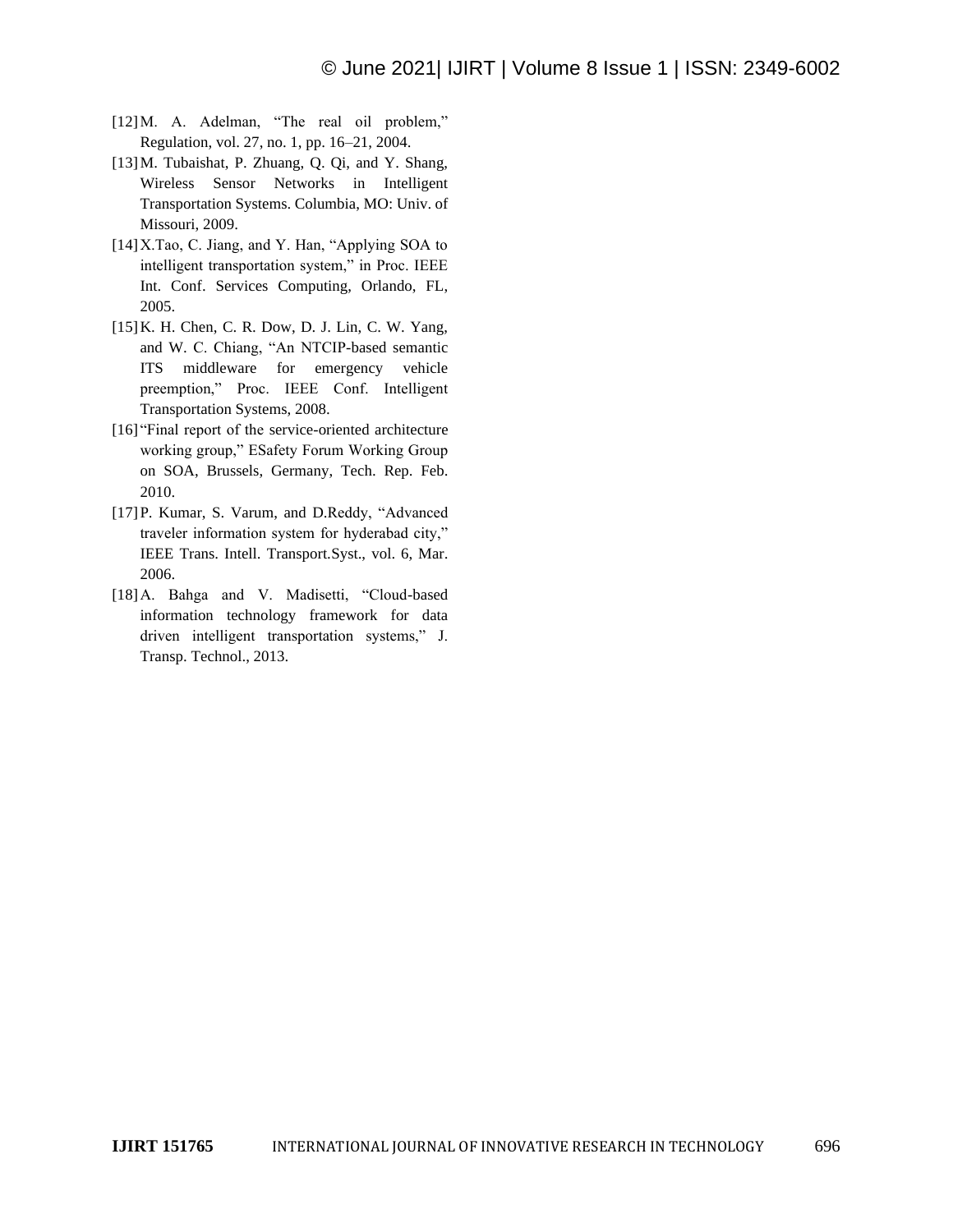[12] M. A. Adelman, "The real oil problem," Regulation, vol. 27, no. 1, pp. 16–21, 2004.

[13] M. Tubaishat, P. Zhuang, Q. Qi, and Y. Shang, Wireless Sensor Networks in Intelligent Transportation Systems. Columbia, MO: Univ. of Missouri, 2009.

[14] X.Tao, C. Jiang, and Y. Han, "Applying SOA to intelligent transportation system," in Proc. IEEE Int. Conf. Services Computing, Orlando, FL, 2005.

[15] K. H. Chen, C. R. Dow, D. J. Lin, C. W. Yang, and W. C. Chiang, "An NTCIP-based semantic ITS middleware for emergency vehicle preemption," Proc. IEEE Conf. Intelligent Transportation Systems, 2008.

[16] "Final report of the service-oriented architecture working group," ESafety Forum Working Group on SOA, Brussels, Germany, Tech. Rep. Feb. 2010.

[17] P. Kumar, S. Varum, and D.Reddy, "Advanced traveler information system for hyderabad city," IEEE Trans. Intell. Transport.Syst., vol. 6, Mar. 2006.

[18] A. Bahga and V. Madisetti, "Cloud-based information technology framework for data driven intelligent transportation systems," J. Transp. Technol., 2013.